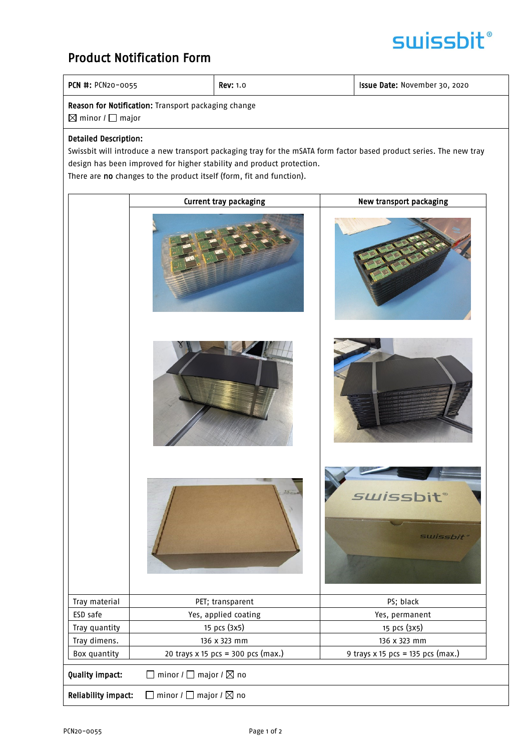# Product Notification Form

| **PCN #:** PCN20-0055 | **Rev:** 1.0 | **Issue Date:** November 30, 2020 |
|---|---|---|

**Reason for Notification:** Transport packaging change

☒ minor / ☐ major

**Detailed Description:**

Swissbit will introduce a new transport packaging tray for the mSATA form factor based product series. The new tray design has been improved for higher stability and product protection.

There are **no** changes to the product itself (form, fit and function).

| | Current tray packaging | New transport packaging |
|---|---|---|
| Tray material | PET; transparent | PS; black |
| ESD safe | Yes, applied coating | Yes, permanent |
| Tray quantity | 15 pcs (3x5) | 15 pcs (3x5) |
| Tray dimens. | 136 x 323 mm | 136 x 323 mm |
| Box quantity | 20 trays x 15 pcs = 300 pcs (max.) | 9 trays x 15 pcs = 135 pcs (max.) |

**Quality impact:** ☐ minor / ☐ major / ☒ no

**Reliability impact:** ☐ minor / ☐ major / ☒ no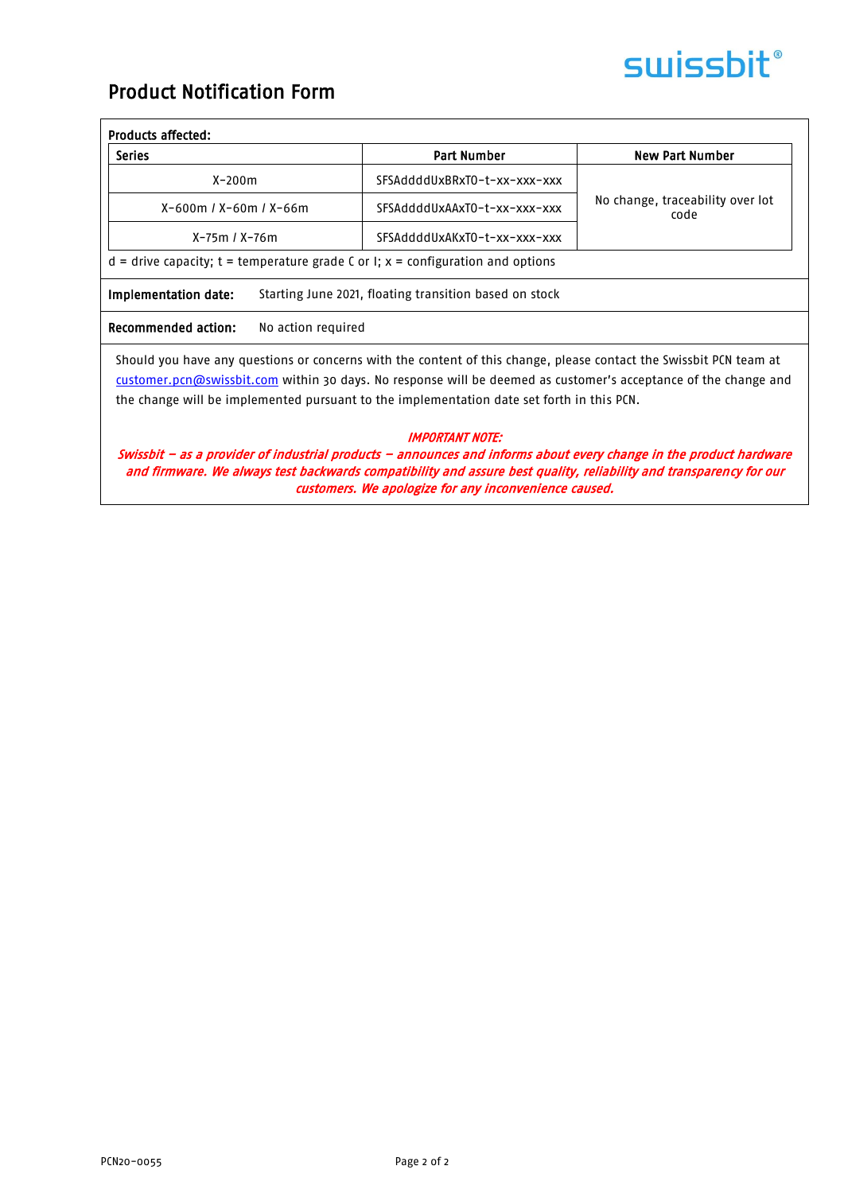## Product Notification Form

**Products affected:**

| Series | Part Number | New Part Number |
|---|---|---|
| X-200m | SFSAddddUxBRxT0-t-xx-xxx-xxx | No change, traceability over lot code |
| X-600m / X-60m / X-66m | SFSAddddUxAAxT0-t-xx-xxx-xxx | |
| X-75m / X-76m | SFSAddddUxAKxT0-t-xx-xxx-xxx | |

d = drive capacity; t = temperature grade C or I; x = configuration and options

**Implementation date:** Starting June 2021, floating transition based on stock

**Recommended action:** No action required

Should you have any questions or concerns with the content of this change, please contact the Swissbit PCN team at customer.pcn@swissbit.com within 30 days. No response will be deemed as customer's acceptance of the change and the change will be implemented pursuant to the implementation date set forth in this PCN.

***IMPORTANT NOTE:***

***Swissbit – as a provider of industrial products – announces and informs about every change in the product hardware and firmware. We always test backwards compatibility and assure best quality, reliability and transparency for our customers. We apologize for any inconvenience caused.***

PCN20-0055